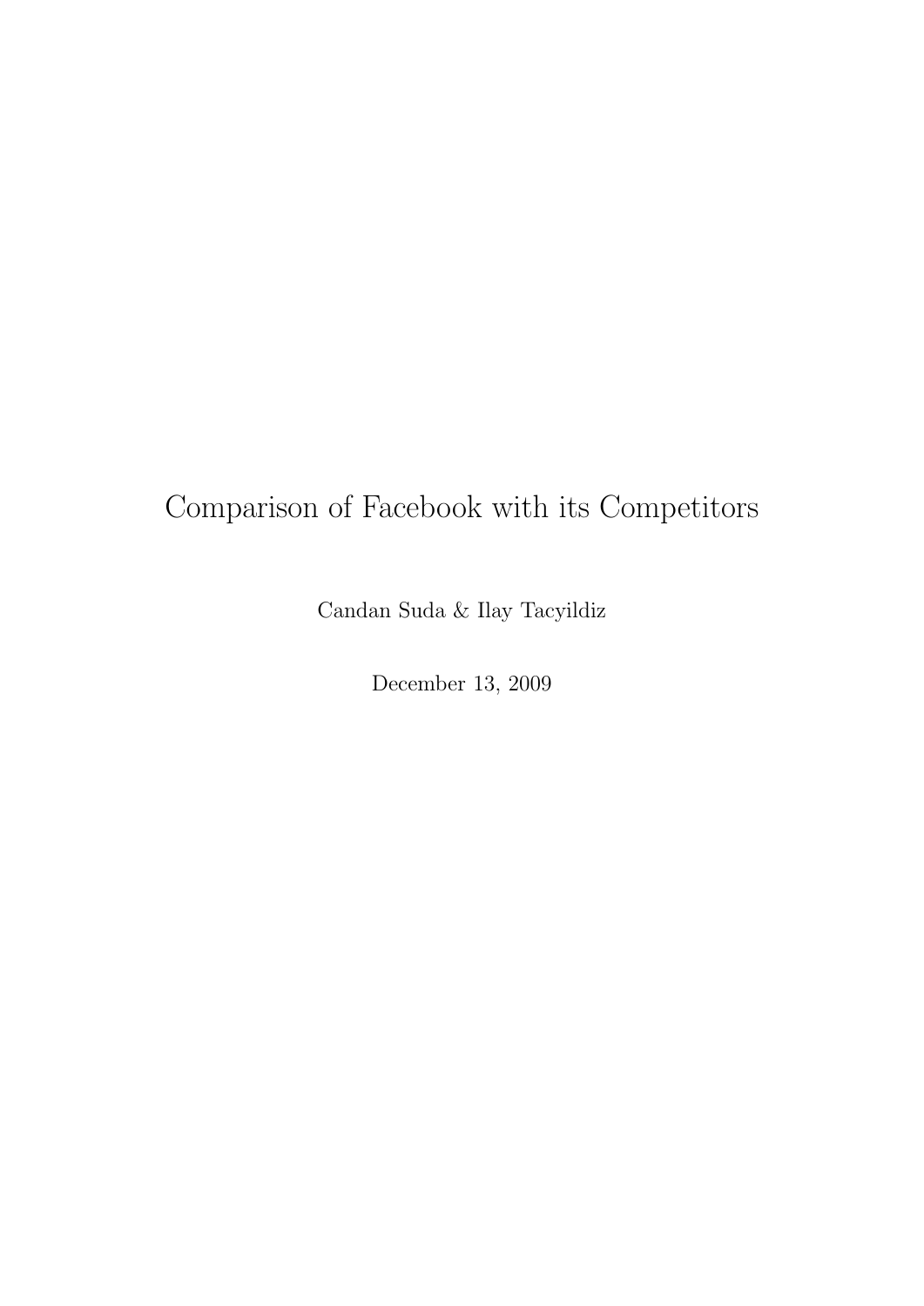# Comparison of Facebook with its Competitors

Candan Suda & Ilay Tacyildiz

December 13, 2009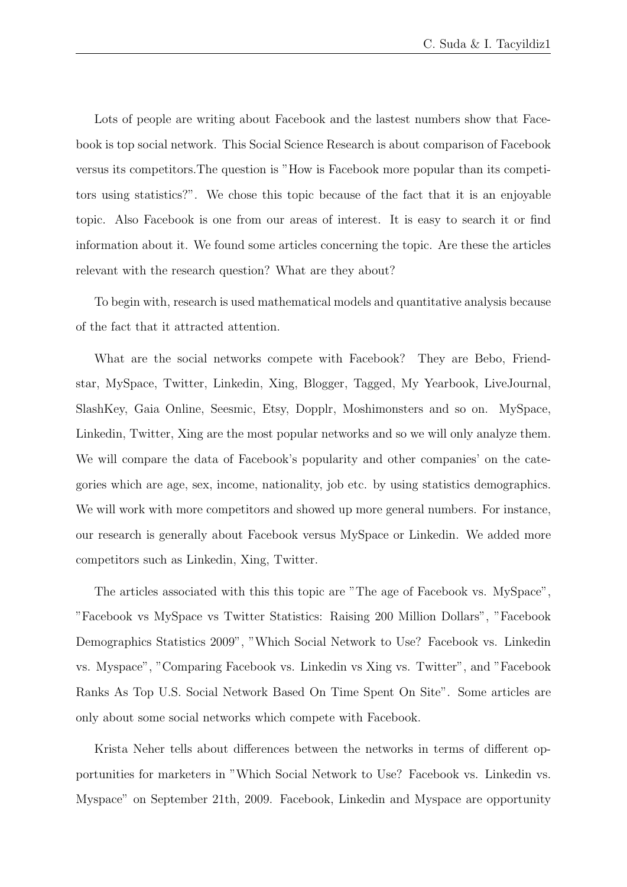Lots of people are writing about Facebook and the lastest numbers show that Facebook is top social network. This Social Science Research is about comparison of Facebook versus its competitors.The question is "How is Facebook more popular than its competitors using statistics?". We chose this topic because of the fact that it is an enjoyable topic. Also Facebook is one from our areas of interest. It is easy to search it or find information about it. We found some articles concerning the topic. Are these the articles relevant with the research question? What are they about?

To begin with, research is used mathematical models and quantitative analysis because of the fact that it attracted attention.

What are the social networks compete with Facebook? They are Bebo, Friendstar, MySpace, Twitter, Linkedin, Xing, Blogger, Tagged, My Yearbook, LiveJournal, SlashKey, Gaia Online, Seesmic, Etsy, Dopplr, Moshimonsters and so on. MySpace, Linkedin, Twitter, Xing are the most popular networks and so we will only analyze them. We will compare the data of Facebook's popularity and other companies' on the categories which are age, sex, income, nationality, job etc. by using statistics demographics. We will work with more competitors and showed up more general numbers. For instance, our research is generally about Facebook versus MySpace or Linkedin. We added more competitors such as Linkedin, Xing, Twitter.

The articles associated with this this topic are "The age of Facebook vs. MySpace", "Facebook vs MySpace vs Twitter Statistics: Raising 200 Million Dollars", "Facebook Demographics Statistics 2009", "Which Social Network to Use? Facebook vs. Linkedin vs. Myspace", "Comparing Facebook vs. Linkedin vs Xing vs. Twitter", and "Facebook Ranks As Top U.S. Social Network Based On Time Spent On Site". Some articles are only about some social networks which compete with Facebook.

Krista Neher tells about differences between the networks in terms of different opportunities for marketers in "Which Social Network to Use? Facebook vs. Linkedin vs. Myspace" on September 21th, 2009. Facebook, Linkedin and Myspace are opportunity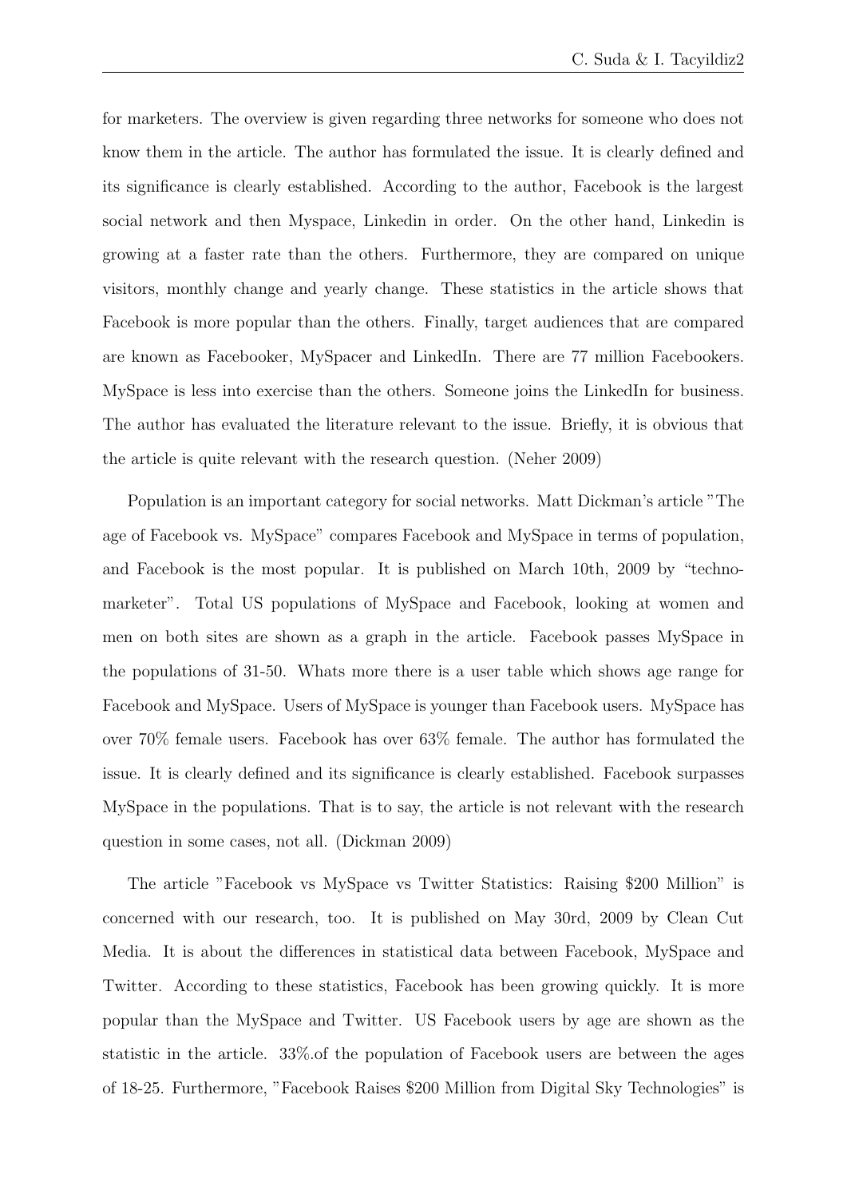for marketers. The overview is given regarding three networks for someone who does not know them in the article. The author has formulated the issue. It is clearly defined and its significance is clearly established. According to the author, Facebook is the largest social network and then Myspace, Linkedin in order. On the other hand, Linkedin is growing at a faster rate than the others. Furthermore, they are compared on unique visitors, monthly change and yearly change. These statistics in the article shows that Facebook is more popular than the others. Finally, target audiences that are compared are known as Facebooker, MySpacer and LinkedIn. There are 77 million Facebookers. MySpace is less into exercise than the others. Someone joins the LinkedIn for business. The author has evaluated the literature relevant to the issue. Briefly, it is obvious that the article is quite relevant with the research question. (Neher 2009)

Population is an important category for social networks. Matt Dickman's article "The age of Facebook vs. MySpace" compares Facebook and MySpace in terms of population, and Facebook is the most popular. It is published on March 10th, 2009 by "techno-marketer". Total US populations of MySpace and Facebook, looking at women and men on both sites are shown as a graph in the article. Facebook passes MySpace in the populations of 31-50. Whats more there is a user table which shows age range for Facebook and MySpace. Users of MySpace is younger than Facebook users. MySpace has over 70% female users. Facebook has over 63% female. The author has formulated the issue. It is clearly defined and its significance is clearly established. Facebook surpasses MySpace in the populations. That is to say, the article is not relevant with the research question in some cases, not all. (Dickman 2009)

The article "Facebook vs MySpace vs Twitter Statistics: Raising $200 Million" is concerned with our research, too. It is published on May 30rd, 2009 by Clean Cut Media. It is about the differences in statistical data between Facebook, MySpace and Twitter. According to these statistics, Facebook has been growing quickly. It is more popular than the MySpace and Twitter. US Facebook users by age are shown as the statistic in the article. 33%.of the population of Facebook users are between the ages of 18-25. Furthermore, "Facebook Raises $200 Million from Digital Sky Technologies" is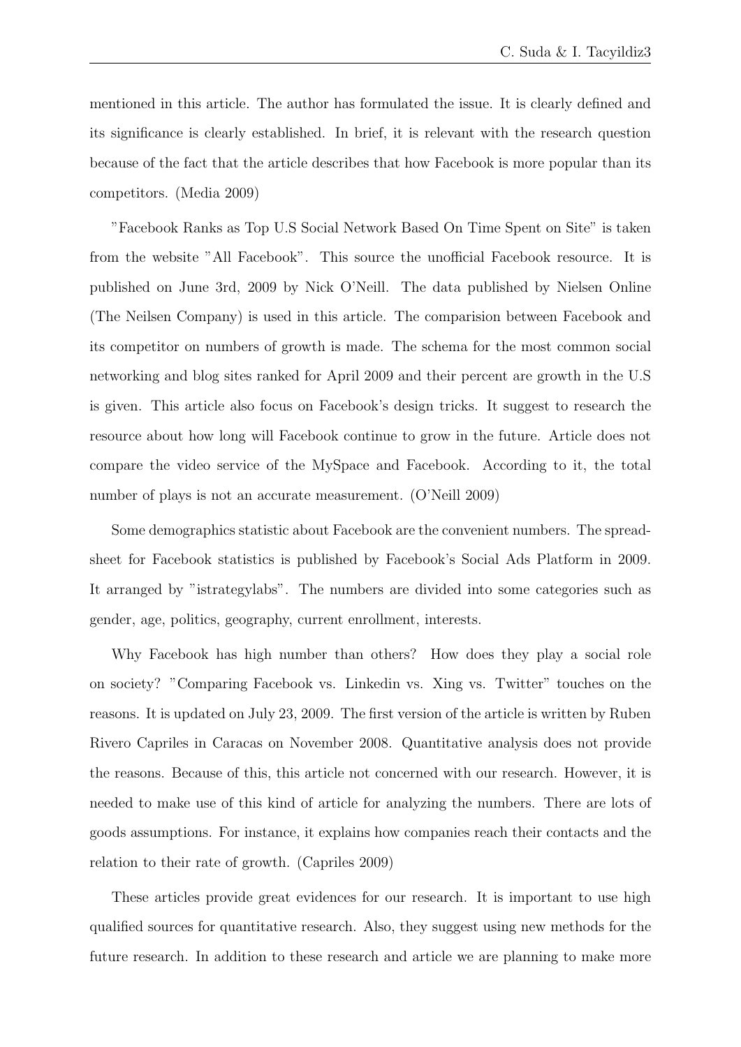mentioned in this article. The author has formulated the issue. It is clearly defined and its significance is clearly established. In brief, it is relevant with the research question because of the fact that the article describes that how Facebook is more popular than its competitors. (Media 2009)

"Facebook Ranks as Top U.S Social Network Based On Time Spent on Site" is taken from the website "All Facebook". This source the unofficial Facebook resource. It is published on June 3rd, 2009 by Nick O'Neill. The data published by Nielsen Online (The Neilsen Company) is used in this article. The comparision between Facebook and its competitor on numbers of growth is made. The schema for the most common social networking and blog sites ranked for April 2009 and their percent are growth in the U.S is given. This article also focus on Facebook's design tricks. It suggest to research the resource about how long will Facebook continue to grow in the future. Article does not compare the video service of the MySpace and Facebook. According to it, the total number of plays is not an accurate measurement. (O'Neill 2009)

Some demographics statistic about Facebook are the convenient numbers. The spreadsheet for Facebook statistics is published by Facebook's Social Ads Platform in 2009. It arranged by "istrategylabs". The numbers are divided into some categories such as gender, age, politics, geography, current enrollment, interests.

Why Facebook has high number than others? How does they play a social role on society? "Comparing Facebook vs. Linkedin vs. Xing vs. Twitter" touches on the reasons. It is updated on July 23, 2009. The first version of the article is written by Ruben Rivero Capriles in Caracas on November 2008. Quantitative analysis does not provide the reasons. Because of this, this article not concerned with our research. However, it is needed to make use of this kind of article for analyzing the numbers. There are lots of goods assumptions. For instance, it explains how companies reach their contacts and the relation to their rate of growth. (Capriles 2009)

These articles provide great evidences for our research. It is important to use high qualified sources for quantitative research. Also, they suggest using new methods for the future research. In addition to these research and article we are planning to make more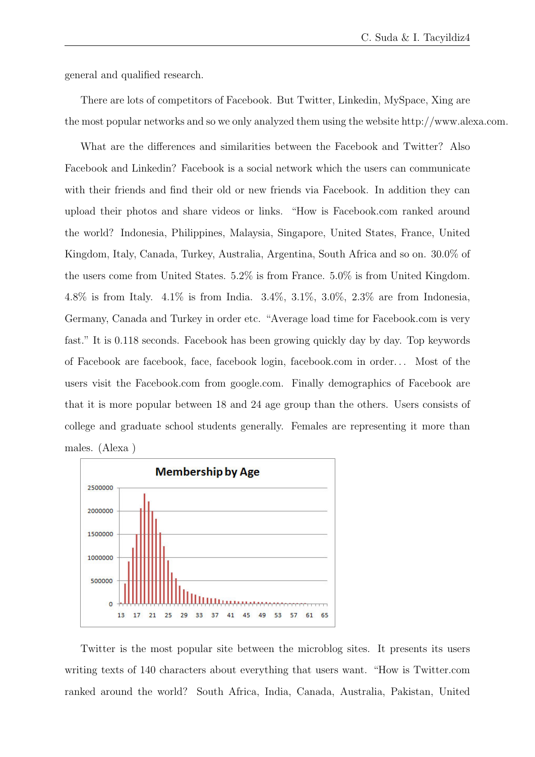general and qualified research.

There are lots of competitors of Facebook. But Twitter, Linkedin, MySpace, Xing are the most popular networks and so we only analyzed them using the website http://www.alexa.com.

What are the differences and similarities between the Facebook and Twitter? Also Facebook and Linkedin? Facebook is a social network which the users can communicate with their friends and find their old or new friends via Facebook. In addition they can upload their photos and share videos or links. "How is Facebook.com ranked around the world? Indonesia, Philippines, Malaysia, Singapore, United States, France, United Kingdom, Italy, Canada, Turkey, Australia, Argentina, South Africa and so on. 30.0% of the users come from United States. 5.2% is from France. 5.0% is from United Kingdom. 4.8% is from Italy. 4.1% is from India. 3.4%, 3.1%, 3.0%, 2.3% are from Indonesia, Germany, Canada and Turkey in order etc. "Average load time for Facebook.com is very fast." It is 0.118 seconds. Facebook has been growing quickly day by day. Top keywords of Facebook are facebook, face, facebook login, facebook.com in order... Most of the users visit the Facebook.com from google.com. Finally demographics of Facebook are that it is more popular between 18 and 24 age group than the others. Users consists of college and graduate school students generally. Females are representing it more than males. (Alexa )

**Membership by Age**

Twitter is the most popular site between the microblog sites. It presents its users writing texts of 140 characters about everything that users want. "How is Twitter.com ranked around the world? South Africa, India, Canada, Australia, Pakistan, United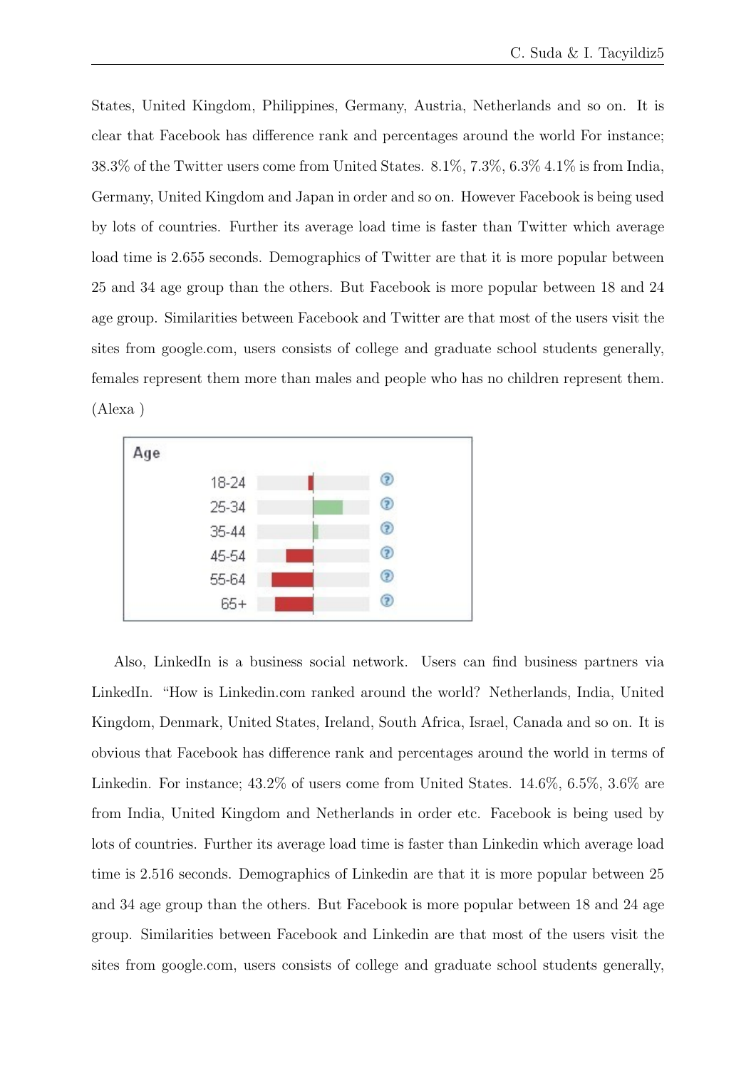States, United Kingdom, Philippines, Germany, Austria, Netherlands and so on. It is clear that Facebook has difference rank and percentages around the world For instance; 38.3% of the Twitter users come from United States. 8.1%, 7.3%, 6.3% 4.1% is from India, Germany, United Kingdom and Japan in order and so on. However Facebook is being used by lots of countries. Further its average load time is faster than Twitter which average load time is 2.655 seconds. Demographics of Twitter are that it is more popular between 25 and 34 age group than the others. But Facebook is more popular between 18 and 24 age group. Similarities between Facebook and Twitter are that most of the users visit the sites from google.com, users consists of college and graduate school students generally, females represent them more than males and people who has no children represent them. (Alexa )

Also, LinkedIn is a business social network. Users can find business partners via LinkedIn. "How is Linkedin.com ranked around the world? Netherlands, India, United Kingdom, Denmark, United States, Ireland, South Africa, Israel, Canada and so on. It is obvious that Facebook has difference rank and percentages around the world in terms of Linkedin. For instance; 43.2% of users come from United States. 14.6%, 6.5%, 3.6% are from India, United Kingdom and Netherlands in order etc. Facebook is being used by lots of countries. Further its average load time is faster than Linkedin which average load time is 2.516 seconds. Demographics of Linkedin are that it is more popular between 25 and 34 age group than the others. But Facebook is more popular between 18 and 24 age group. Similarities between Facebook and Linkedin are that most of the users visit the sites from google.com, users consists of college and graduate school students generally,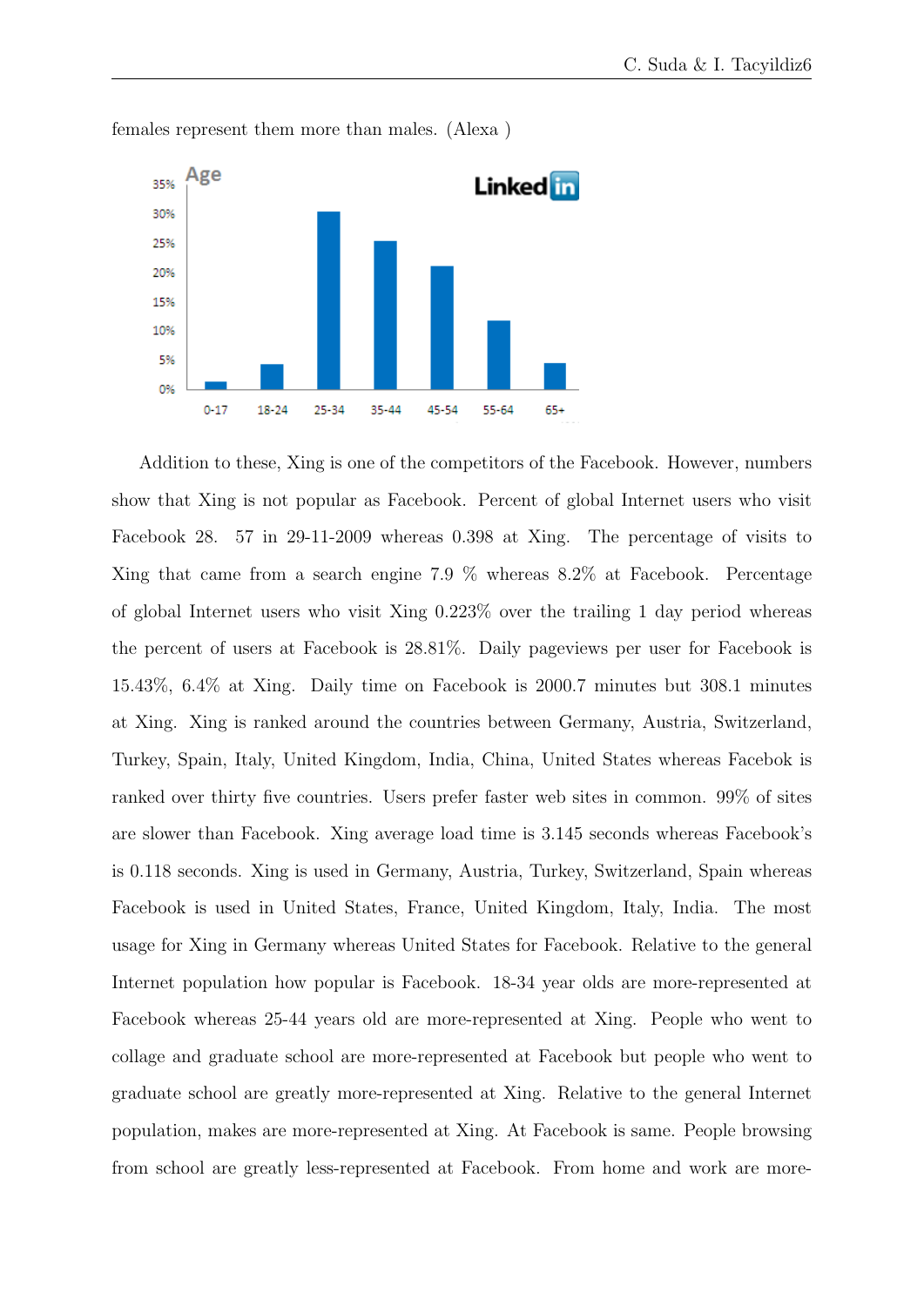females represent them more than males. (Alexa )

Addition to these, Xing is one of the competitors of the Facebook. However, numbers show that Xing is not popular as Facebook. Percent of global Internet users who visit Facebook 28. 57 in 29-11-2009 whereas 0.398 at Xing. The percentage of visits to Xing that came from a search engine 7.9 % whereas 8.2% at Facebook. Percentage of global Internet users who visit Xing 0.223% over the trailing 1 day period whereas the percent of users at Facebook is 28.81%. Daily pageviews per user for Facebook is 15.43%, 6.4% at Xing. Daily time on Facebook is 2000.7 minutes but 308.1 minutes at Xing. Xing is ranked around the countries between Germany, Austria, Switzerland, Turkey, Spain, Italy, United Kingdom, India, China, United States whereas Facebok is ranked over thirty five countries. Users prefer faster web sites in common. 99% of sites are slower than Facebook. Xing average load time is 3.145 seconds whereas Facebook's is 0.118 seconds. Xing is used in Germany, Austria, Turkey, Switzerland, Spain whereas Facebook is used in United States, France, United Kingdom, Italy, India. The most usage for Xing in Germany whereas United States for Facebook. Relative to the general Internet population how popular is Facebook. 18-34 year olds are more-represented at Facebook whereas 25-44 years old are more-represented at Xing. People who went to collage and graduate school are more-represented at Facebook but people who went to graduate school are greatly more-represented at Xing. Relative to the general Internet population, makes are more-represented at Xing. At Facebook is same. People browsing from school are greatly less-represented at Facebook. From home and work are more-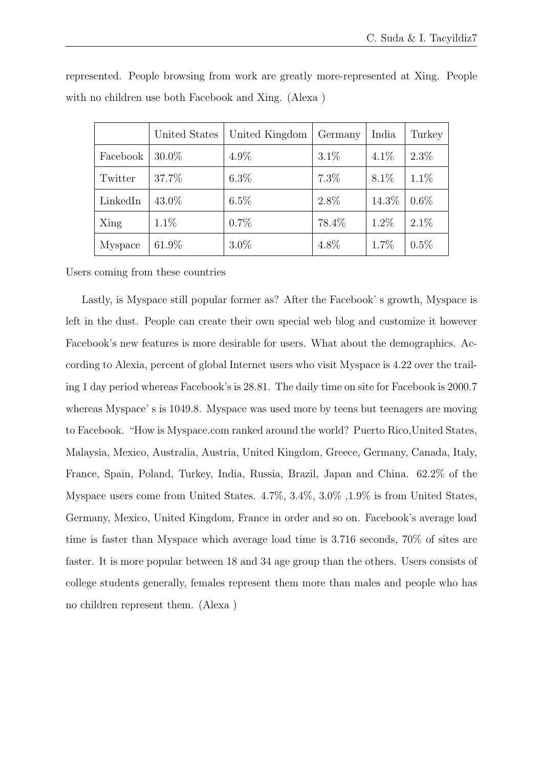represented. People browsing from work are greatly more-represented at Xing. People with no children use both Facebook and Xing. (Alexa )

|  | United States | United Kingdom | Germany | India | Turkey |
|---|---|---|---|---|---|
| Facebook | 30.0% | 4.9% | 3.1% | 4.1% | 2.3% |
| Twitter | 37.7% | 6.3% | 7.3% | 8.1% | 1.1% |
| LinkedIn | 43.0% | 6.5% | 2.8% | 14.3% | 0.6% |
| Xing | 1.1% | 0.7% | 78.4% | 1.2% | 2.1% |
| Myspace | 61.9% | 3.0% | 4.8% | 1.7% | 0.5% |

Users coming from these countries

Lastly, is Myspace still popular former as? After the Facebook' s growth, Myspace is left in the dust. People can create their own special web blog and customize it however Facebook's new features is more desirable for users. What about the demographics. According to Alexia, percent of global Internet users who visit Myspace is 4.22 over the trailing 1 day period whereas Facebook's is 28.81. The daily time on site for Facebook is 2000.7 whereas Myspace' s is 1049.8. Myspace was used more by teens but teenagers are moving to Facebook. "How is Myspace.com ranked around the world? Puerto Rico,United States, Malaysia, Mexico, Australia, Austria, United Kingdom, Greece, Germany, Canada, Italy, France, Spain, Poland, Turkey, India, Russia, Brazil, Japan and China. 62.2% of the Myspace users come from United States. 4.7%, 3.4%, 3.0% ,1.9% is from United States, Germany, Mexico, United Kingdom, France in order and so on. Facebook's average load time is faster than Myspace which average load time is 3.716 seconds, 70% of sites are faster. It is more popular between 18 and 34 age group than the others. Users consists of college students generally, females represent them more than males and people who has no children represent them. (Alexa )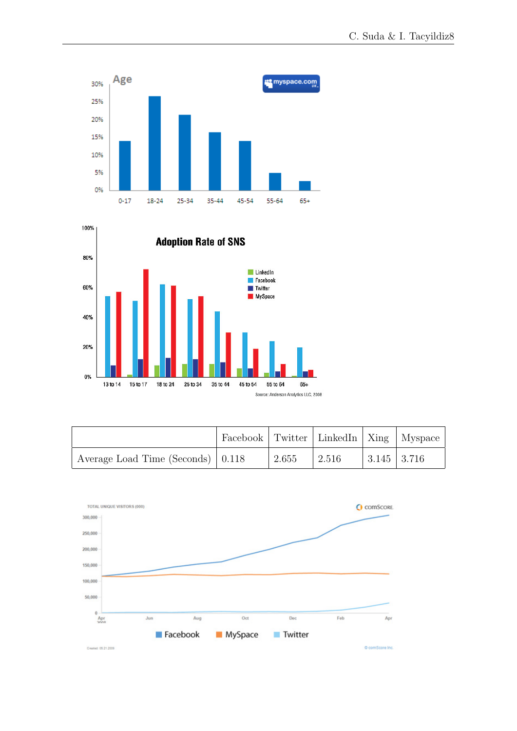| | Facebook | Twitter | LinkedIn | Xing | Myspace |
|---|---|---|---|---|---|
| Average Load Time (Seconds) | 0.118 | 2.655 | 2.516 | 3.145 | 3.716 |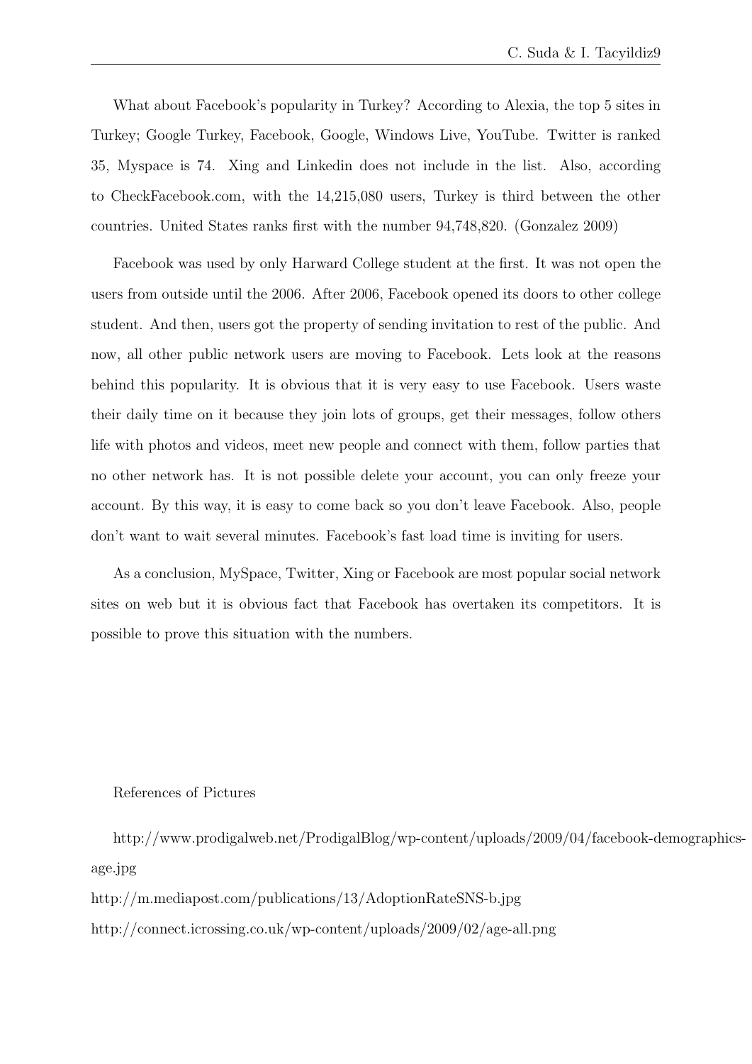What about Facebook's popularity in Turkey? According to Alexia, the top 5 sites in Turkey; Google Turkey, Facebook, Google, Windows Live, YouTube. Twitter is ranked 35, Myspace is 74. Xing and Linkedin does not include in the list. Also, according to CheckFacebook.com, with the 14,215,080 users, Turkey is third between the other countries. United States ranks first with the number 94,748,820. (Gonzalez 2009)

Facebook was used by only Harward College student at the first. It was not open the users from outside until the 2006. After 2006, Facebook opened its doors to other college student. And then, users got the property of sending invitation to rest of the public. And now, all other public network users are moving to Facebook. Lets look at the reasons behind this popularity. It is obvious that it is very easy to use Facebook. Users waste their daily time on it because they join lots of groups, get their messages, follow others life with photos and videos, meet new people and connect with them, follow parties that no other network has. It is not possible delete your account, you can only freeze your account. By this way, it is easy to come back so you don't leave Facebook. Also, people don't want to wait several minutes. Facebook's fast load time is inviting for users.

As a conclusion, MySpace, Twitter, Xing or Facebook are most popular social network sites on web but it is obvious fact that Facebook has overtaken its competitors. It is possible to prove this situation with the numbers.

References of Pictures

http://www.prodigalweb.net/ProdigalBlog/wp-content/uploads/2009/04/facebook-demographics-age.jpg

http://m.mediapost.com/publications/13/AdoptionRateSNS-b.jpg

http://connect.icrossing.co.uk/wp-content/uploads/2009/02/age-all.png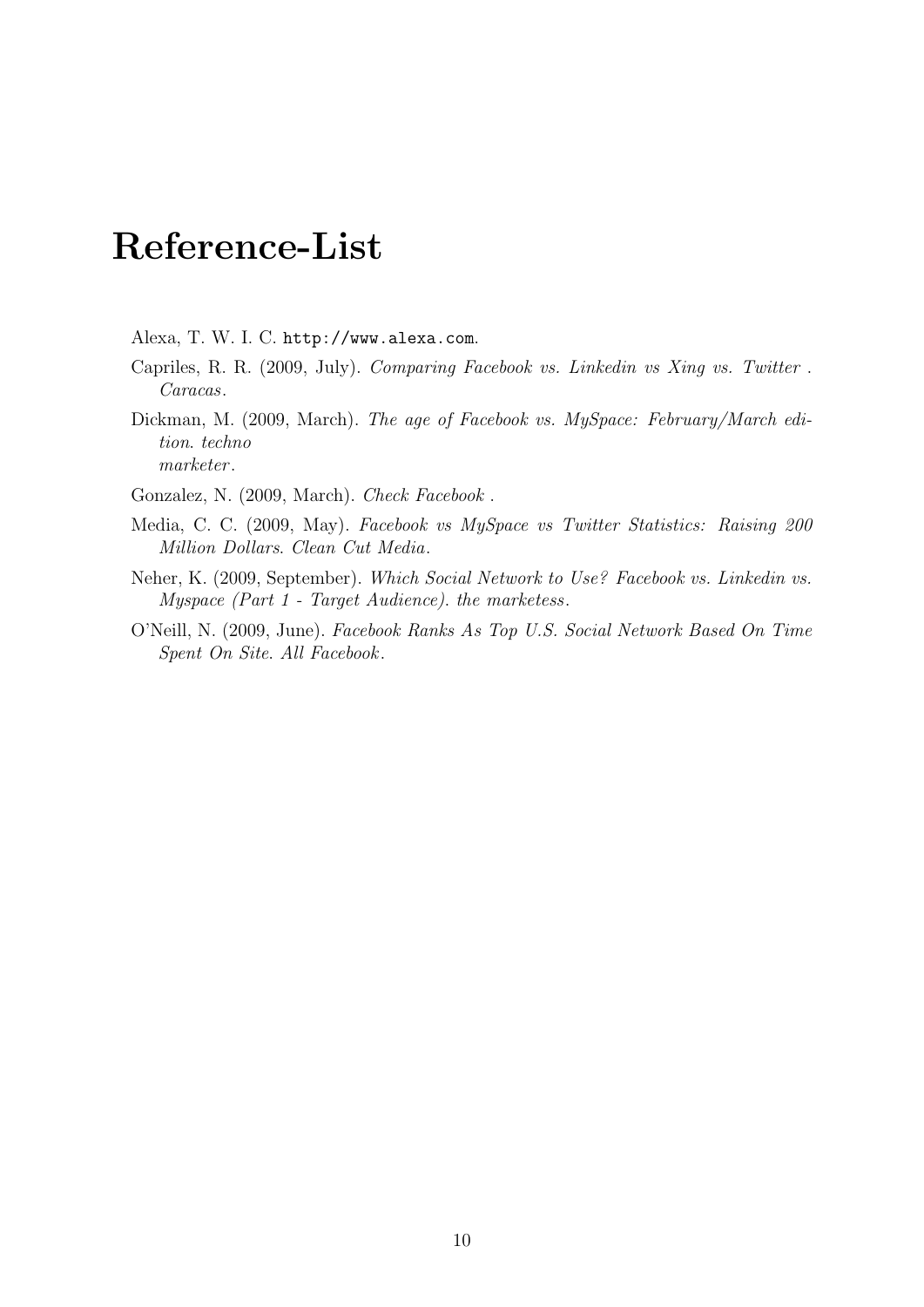# Reference-List

Alexa, T. W. I. C. http://www.alexa.com.

Capriles, R. R. (2009, July). *Comparing Facebook vs. Linkedin vs Xing vs. Twitter* . *Caracas*.

Dickman, M. (2009, March). *The age of Facebook vs. MySpace: February/March edition. techno marketer*.

Gonzalez, N. (2009, March). *Check Facebook* .

Media, C. C. (2009, May). *Facebook vs MySpace vs Twitter Statistics: Raising 200 Million Dollars. Clean Cut Media*.

Neher, K. (2009, September). *Which Social Network to Use? Facebook vs. Linkedin vs. Myspace (Part 1 - Target Audience). the marketess*.

O'Neill, N. (2009, June). *Facebook Ranks As Top U.S. Social Network Based On Time Spent On Site. All Facebook*.